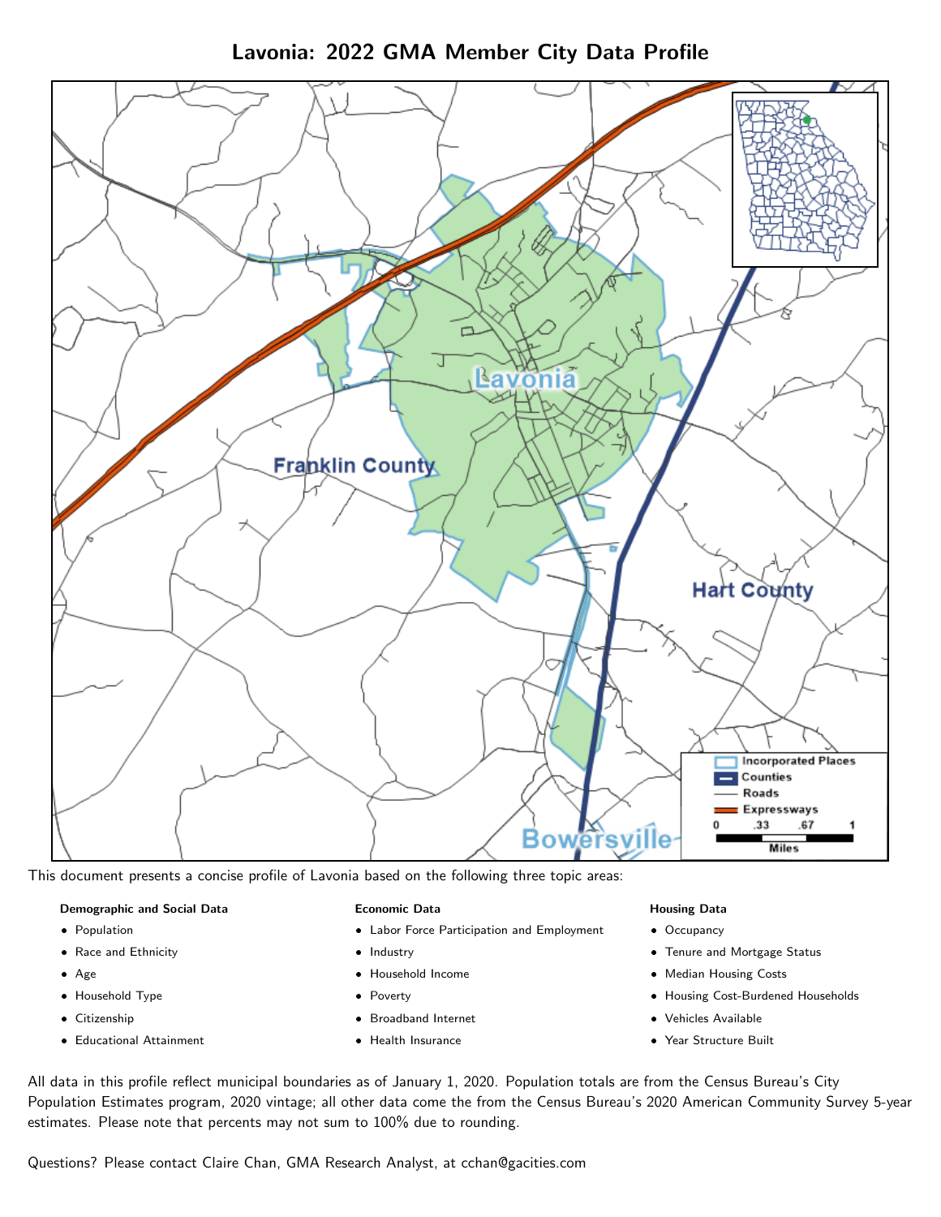# Lavonia: 2022 GMA Member City Data Profile

This document presents a concise profile of Lavonia based on the following three topic areas:

**Demographic and Social Data**

- Population
- Race and Ethnicity
- Age
- Household Type
- Citizenship
- Educational Attainment

**Economic Data**

- Labor Force Participation and Employment
- Industry
- Household Income
- Poverty
- Broadband Internet
- Health Insurance

**Housing Data**

- Occupancy
- Tenure and Mortgage Status
- Median Housing Costs
- Housing Cost-Burdened Households
- Vehicles Available
- Year Structure Built

All data in this profile reflect municipal boundaries as of January 1, 2020. Population totals are from the Census Bureau's City Population Estimates program, 2020 vintage; all other data come the from the Census Bureau's 2020 American Community Survey 5-year estimates. Please note that percents may not sum to 100% due to rounding.

Questions? Please contact Claire Chan, GMA Research Analyst, at cchan@gacities.com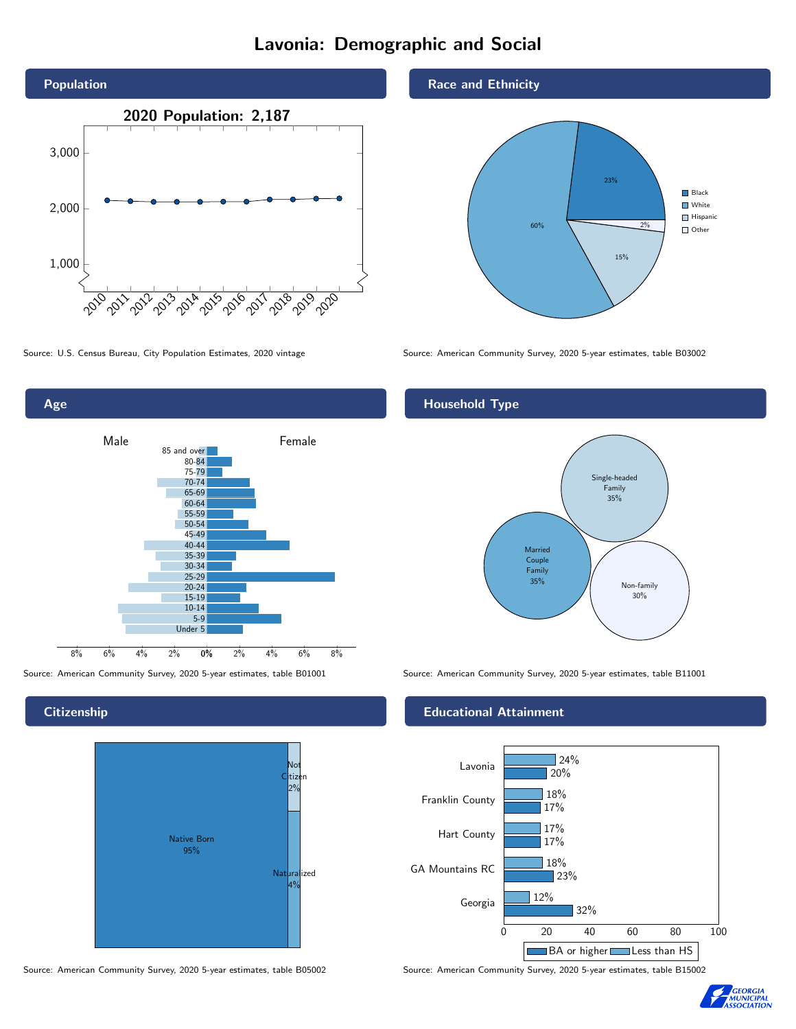# Lavonia: Demographic and Social

## Population

**2020 Population: 2,187**

Source: U.S. Census Bureau, City Population Estimates, 2020 vintage

## Race and Ethnicity

| Race/Ethnicity | Percent |
|---|---|
| Black | 23% |
| White | 60% |
| Hispanic | 15% |
| Other | 2% |

Source: American Community Survey, 2020 5-year estimates, table B03002

## Age

Male / Female

Age groups: 85 and over, 80-84, 75-79, 70-74, 65-69, 60-64, 55-59, 50-54, 45-49, 40-44, 35-39, 30-34, 25-29, 20-24, 15-19, 10-14, 5-9, Under 5

Source: American Community Survey, 2020 5-year estimates, table B01001

## Household Type

| Household Type | Percent |
|---|---|
| Single-headed Family | 35% |
| Married Couple Family | 35% |
| Non-family | 30% |

Source: American Community Survey, 2020 5-year estimates, table B11001

## Citizenship

| Citizenship | Percent |
|---|---|
| Native Born | 95% |
| Not Citizen | 2% |
| Naturalized | 4% |

Source: American Community Survey, 2020 5-year estimates, table B05002

## Educational Attainment

| Area | Less than HS | BA or higher |
|---|---|---|
| Lavonia | 24% | 20% |
| Franklin County | 18% | 17% |
| Hart County | 17% | 17% |
| GA Mountains RC | 18% | 23% |
| Georgia | 12% | 32% |

Source: American Community Survey, 2020 5-year estimates, table B15002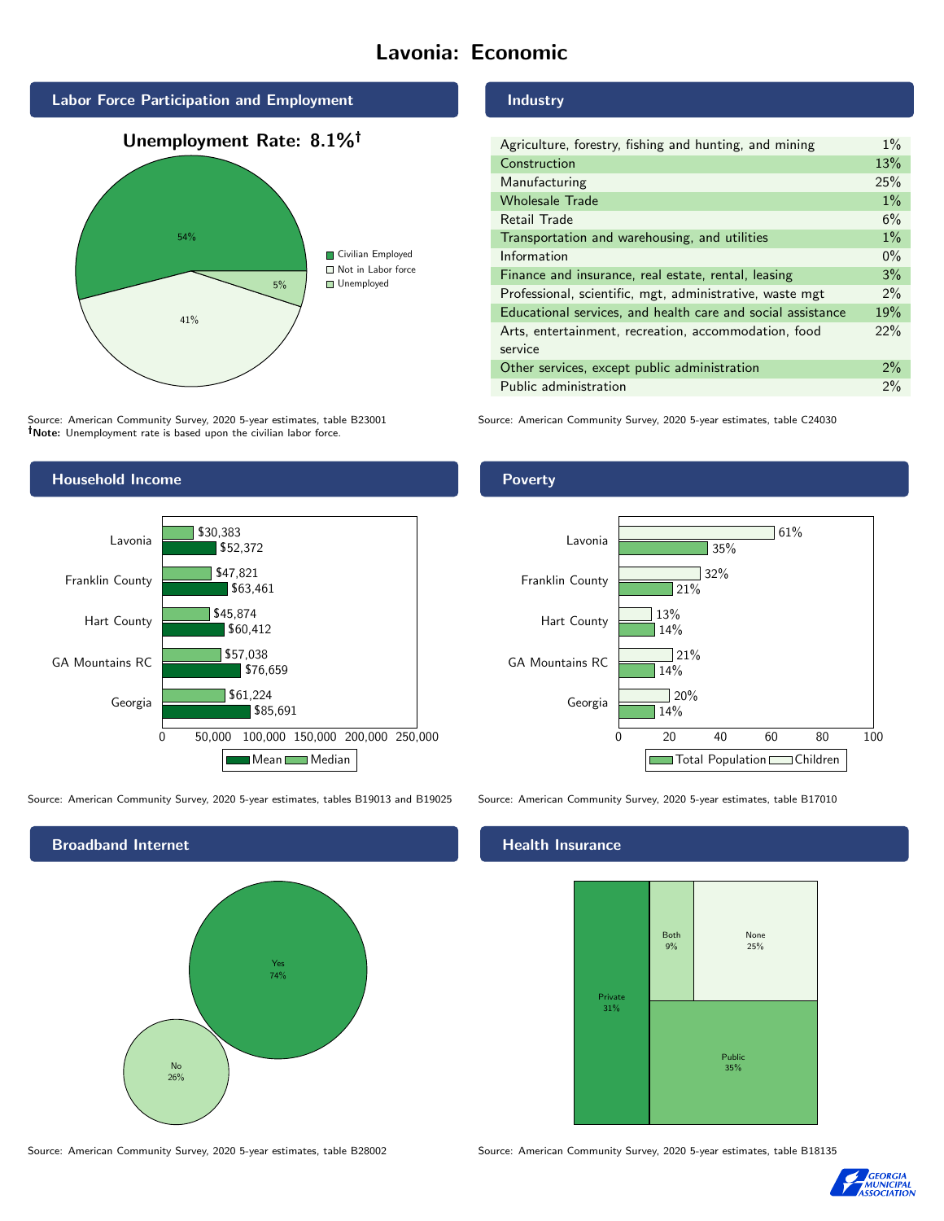# Lavonia: Economic

## Labor Force Participation and Employment

**Unemployment Rate: 8.1%†**

| Category | Percent |
| --- | --- |
| Civilian Employed | 54% |
| Not in Labor force | 41% |
| Unemployed | 5% |

Source: American Community Survey, 2020 5-year estimates, table B23001
**†Note:** Unemployment rate is based upon the civilian labor force.

## Industry

| Industry | Percent |
| --- | --- |
| Agriculture, forestry, fishing and hunting, and mining | 1% |
| Construction | 13% |
| Manufacturing | 25% |
| Wholesale Trade | 1% |
| Retail Trade | 6% |
| Transportation and warehousing, and utilities | 1% |
| Information | 0% |
| Finance and insurance, real estate, rental, leasing | 3% |
| Professional, scientific, mgt, administrative, waste mgt | 2% |
| Educational services, and health care and social assistance | 19% |
| Arts, entertainment, recreation, accommodation, food service | 22% |
| Other services, except public administration | 2% |
| Public administration | 2% |

Source: American Community Survey, 2020 5-year estimates, table C24030

## Household Income

| Area | Median | Mean |
| --- | --- | --- |
| Lavonia | $30,383 | $52,372 |
| Franklin County | $47,821 | $63,461 |
| Hart County | $45,874 | $60,412 |
| GA Mountains RC | $57,038 | $76,659 |
| Georgia | $61,224 | $85,691 |

Source: American Community Survey, 2020 5-year estimates, tables B19013 and B19025

## Poverty

| Area | Children | Total Population |
| --- | --- | --- |
| Lavonia | 61% | 35% |
| Franklin County | 32% | 21% |
| Hart County | 13% | 14% |
| GA Mountains RC | 21% | 14% |
| Georgia | 20% | 14% |

Source: American Community Survey, 2020 5-year estimates, table B17010

## Broadband Internet

| Response | Percent |
| --- | --- |
| Yes | 74% |
| No | 26% |

Source: American Community Survey, 2020 5-year estimates, table B28002

## Health Insurance

| Type | Percent |
| --- | --- |
| Private | 31% |
| Both | 9% |
| None | 25% |
| Public | 35% |

Source: American Community Survey, 2020 5-year estimates, table B18135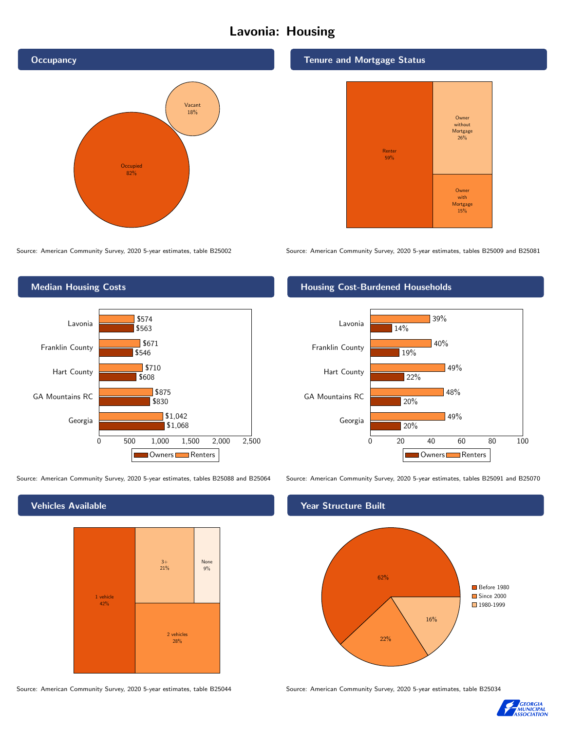# Lavonia: Housing

## Occupancy

Vacant
18%

Occupied
82%

Source: American Community Survey, 2020 5-year estimates, table B25002

## Tenure and Mortgage Status

Renter
59%

Owner without Mortgage
26%

Owner with Mortgage
15%

Source: American Community Survey, 2020 5-year estimates, tables B25009 and B25081

## Median Housing Costs

Lavonia
$574
$563

Franklin County
$671
$546

Hart County
$710
$608

GA Mountains RC
$875
$830

Georgia
$1,042
$1,068

0 500 1,000 1,500 2,000 2,500

Owners Renters

Source: American Community Survey, 2020 5-year estimates, tables B25088 and B25064

## Housing Cost-Burdened Households

Lavonia
39%
14%

Franklin County
40%
19%

Hart County
49%
22%

GA Mountains RC
48%
20%

Georgia
49%
20%

0 20 40 60 80 100

Owners Renters

Source: American Community Survey, 2020 5-year estimates, tables B25091 and B25070

## Vehicles Available

1 vehicle
42%

3+
21%

None
9%

2 vehicles
28%

Source: American Community Survey, 2020 5-year estimates, table B25044

## Year Structure Built

62%

22%

16%

Before 1980
Since 2000
1980-1999

Source: American Community Survey, 2020 5-year estimates, table B25034